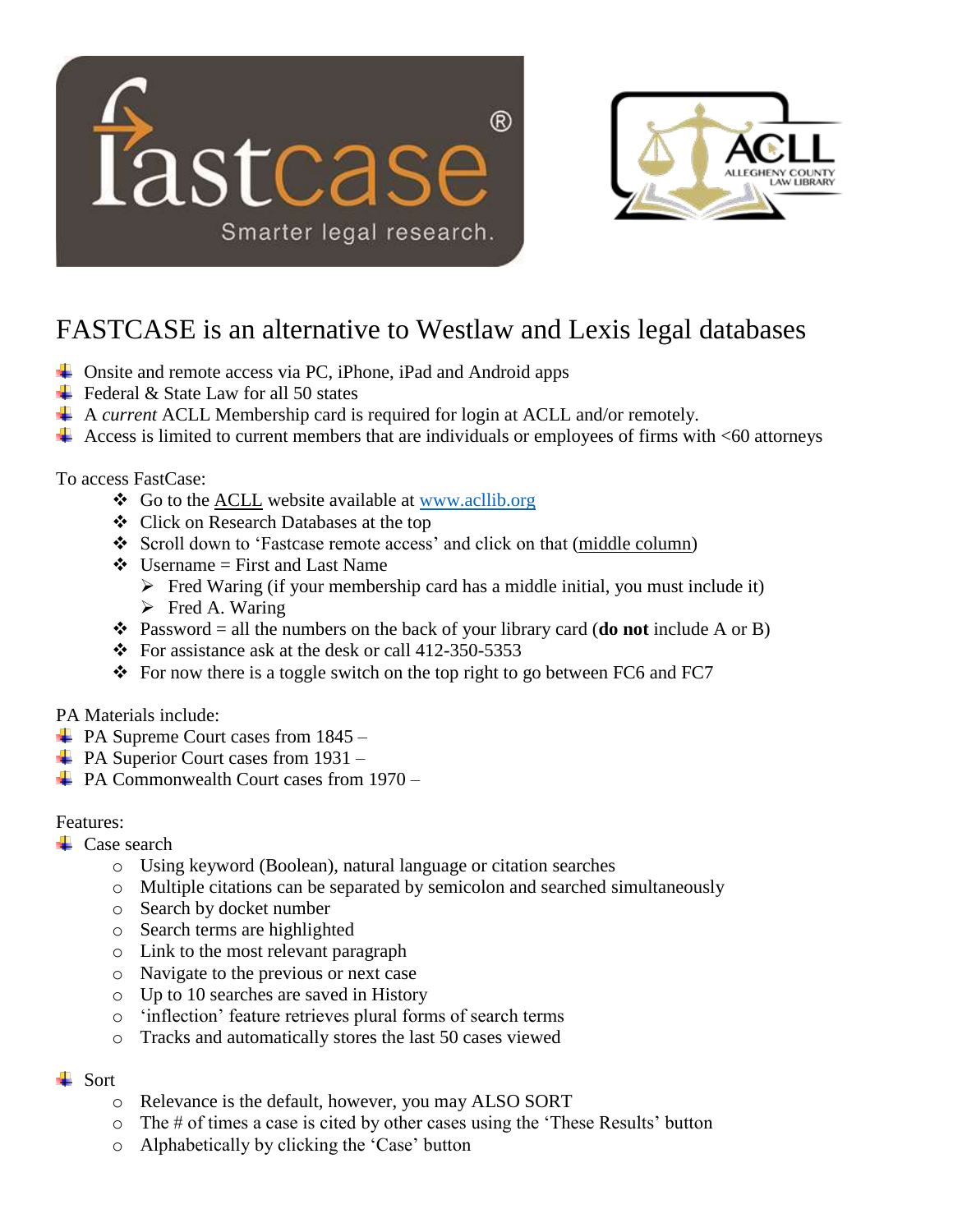# FASTCASE is an alternative to Westlaw and Lexis legal databases

- Onsite and remote access via PC, iPhone, iPad and Android apps
- Federal & State Law for all 50 states
- A *current* ACLL Membership card is required for login at ACLL and/or remotely.
- Access is limited to current members that are individuals or employees of firms with <60 attorneys

To access FastCase:

- Go to the ACLL website available at [www.acllib.org](http://www.acllib.org)
- Click on Research Databases at the top
- Scroll down to 'Fastcase remote access' and click on that (middle column)
- Username = First and Last Name
  - Fred Waring (if your membership card has a middle initial, you must include it)
  - Fred A. Waring
- Password = all the numbers on the back of your library card (**do not** include A or B)
- For assistance ask at the desk or call 412-350-5353
- For now there is a toggle switch on the top right to go between FC6 and FC7

PA Materials include:

- PA Supreme Court cases from 1845 –
- PA Superior Court cases from 1931 –
- PA Commonwealth Court cases from 1970 –

Features:

- Case search
  - Using keyword (Boolean), natural language or citation searches
  - Multiple citations can be separated by semicolon and searched simultaneously
  - Search by docket number
  - Search terms are highlighted
  - Link to the most relevant paragraph
  - Navigate to the previous or next case
  - Up to 10 searches are saved in History
  - 'inflection' feature retrieves plural forms of search terms
  - Tracks and automatically stores the last 50 cases viewed

- Sort
  - Relevance is the default, however, you may ALSO SORT
  - The # of times a case is cited by other cases using the 'These Results' button
  - Alphabetically by clicking the 'Case' button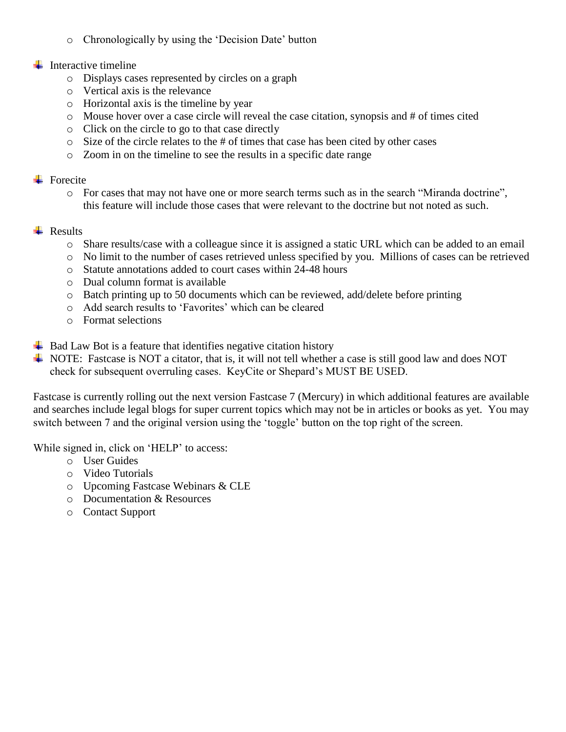- Chronologically by using the 'Decision Date' button

- Interactive timeline
  - Displays cases represented by circles on a graph
  - Vertical axis is the relevance
  - Horizontal axis is the timeline by year
  - Mouse hover over a case circle will reveal the case citation, synopsis and # of times cited
  - Click on the circle to go to that case directly
  - Size of the circle relates to the # of times that case has been cited by other cases
  - Zoom in on the timeline to see the results in a specific date range

- Forecite
  - For cases that may not have one or more search terms such as in the search "Miranda doctrine", this feature will include those cases that were relevant to the doctrine but not noted as such.

- Results
  - Share results/case with a colleague since it is assigned a static URL which can be added to an email
  - No limit to the number of cases retrieved unless specified by you. Millions of cases can be retrieved
  - Statute annotations added to court cases within 24-48 hours
  - Dual column format is available
  - Batch printing up to 50 documents which can be reviewed, add/delete before printing
  - Add search results to 'Favorites' which can be cleared
  - Format selections

- Bad Law Bot is a feature that identifies negative citation history
- NOTE: Fastcase is NOT a citator, that is, it will not tell whether a case is still good law and does NOT check for subsequent overruling cases. KeyCite or Shepard's MUST BE USED.

Fastcase is currently rolling out the next version Fastcase 7 (Mercury) in which additional features are available and searches include legal blogs for super current topics which may not be in articles or books as yet. You may switch between 7 and the original version using the 'toggle' button on the top right of the screen.

While signed in, click on 'HELP' to access:

  - User Guides
  - Video Tutorials
  - Upcoming Fastcase Webinars & CLE
  - Documentation & Resources
  - Contact Support